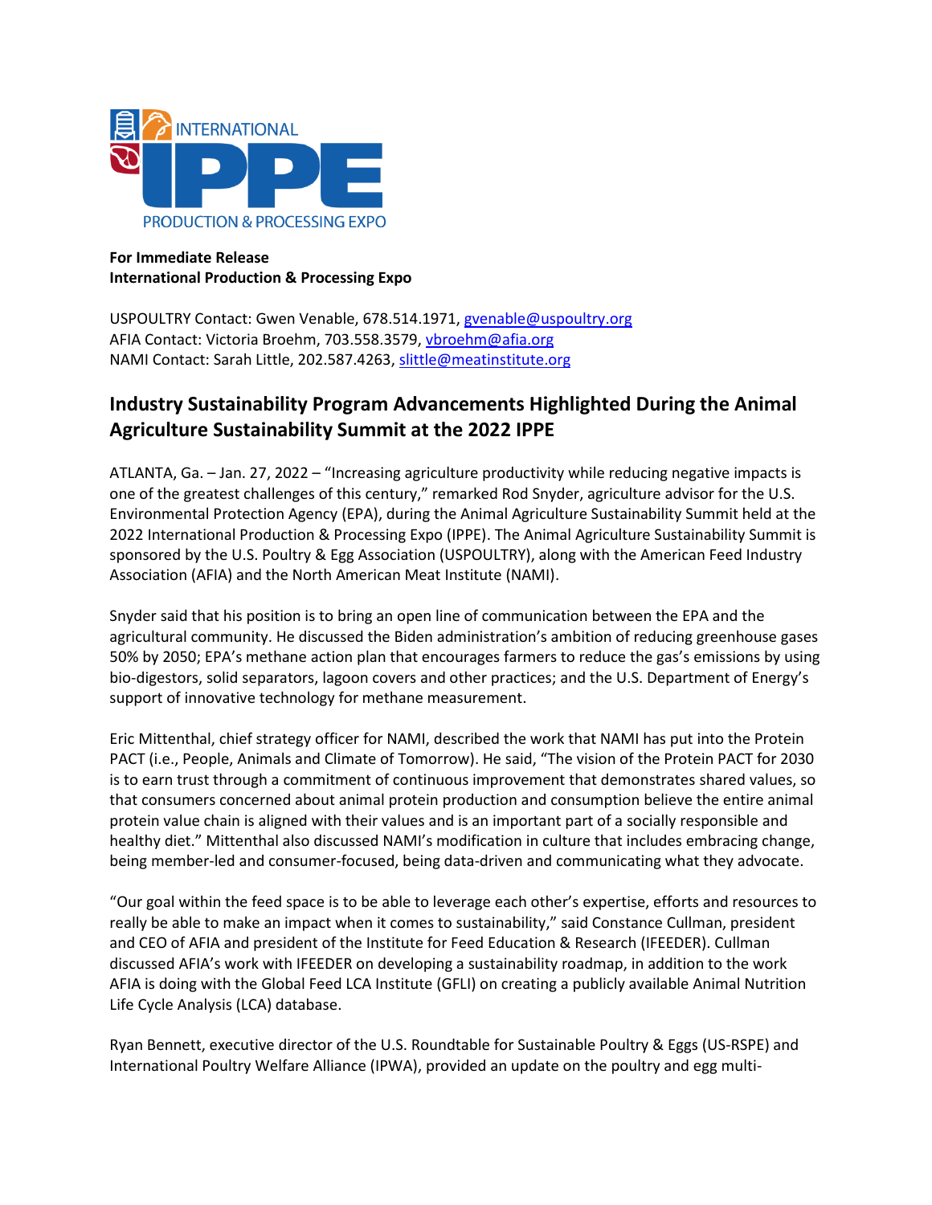**For Immediate Release**
**International Production & Processing Expo**

USPOULTRY Contact: Gwen Venable, 678.514.1971, gvenable@uspoultry.org
AFIA Contact: Victoria Broehm, 703.558.3579, vbroehm@afia.org
NAMI Contact: Sarah Little, 202.587.4263, slittle@meatinstitute.org

## Industry Sustainability Program Advancements Highlighted During the Animal Agriculture Sustainability Summit at the 2022 IPPE

ATLANTA, Ga. – Jan. 27, 2022 – "Increasing agriculture productivity while reducing negative impacts is one of the greatest challenges of this century," remarked Rod Snyder, agriculture advisor for the U.S. Environmental Protection Agency (EPA), during the Animal Agriculture Sustainability Summit held at the 2022 International Production & Processing Expo (IPPE). The Animal Agriculture Sustainability Summit is sponsored by the U.S. Poultry & Egg Association (USPOULTRY), along with the American Feed Industry Association (AFIA) and the North American Meat Institute (NAMI).

Snyder said that his position is to bring an open line of communication between the EPA and the agricultural community. He discussed the Biden administration's ambition of reducing greenhouse gases 50% by 2050; EPA's methane action plan that encourages farmers to reduce the gas's emissions by using bio-digestors, solid separators, lagoon covers and other practices; and the U.S. Department of Energy's support of innovative technology for methane measurement.

Eric Mittenthal, chief strategy officer for NAMI, described the work that NAMI has put into the Protein PACT (i.e., People, Animals and Climate of Tomorrow). He said, "The vision of the Protein PACT for 2030 is to earn trust through a commitment of continuous improvement that demonstrates shared values, so that consumers concerned about animal protein production and consumption believe the entire animal protein value chain is aligned with their values and is an important part of a socially responsible and healthy diet." Mittenthal also discussed NAMI's modification in culture that includes embracing change, being member-led and consumer-focused, being data-driven and communicating what they advocate.

"Our goal within the feed space is to be able to leverage each other's expertise, efforts and resources to really be able to make an impact when it comes to sustainability," said Constance Cullman, president and CEO of AFIA and president of the Institute for Feed Education & Research (IFEEDER). Cullman discussed AFIA's work with IFEEDER on developing a sustainability roadmap, in addition to the work AFIA is doing with the Global Feed LCA Institute (GFLI) on creating a publicly available Animal Nutrition Life Cycle Analysis (LCA) database.

Ryan Bennett, executive director of the U.S. Roundtable for Sustainable Poultry & Eggs (US-RSPE) and International Poultry Welfare Alliance (IPWA), provided an update on the poultry and egg multi-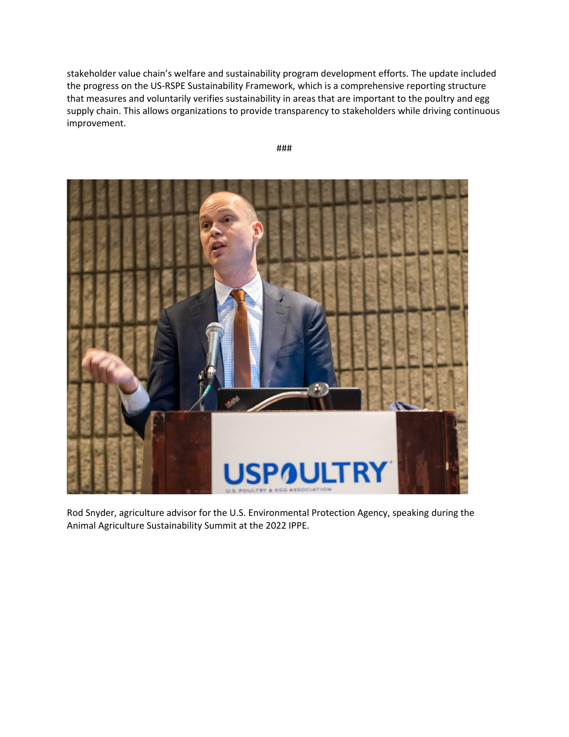stakeholder value chain's welfare and sustainability program development efforts. The update included the progress on the US-RSPE Sustainability Framework, which is a comprehensive reporting structure that measures and voluntarily verifies sustainability in areas that are important to the poultry and egg supply chain. This allows organizations to provide transparency to stakeholders while driving continuous improvement.

###

Rod Snyder, agriculture advisor for the U.S. Environmental Protection Agency, speaking during the Animal Agriculture Sustainability Summit at the 2022 IPPE.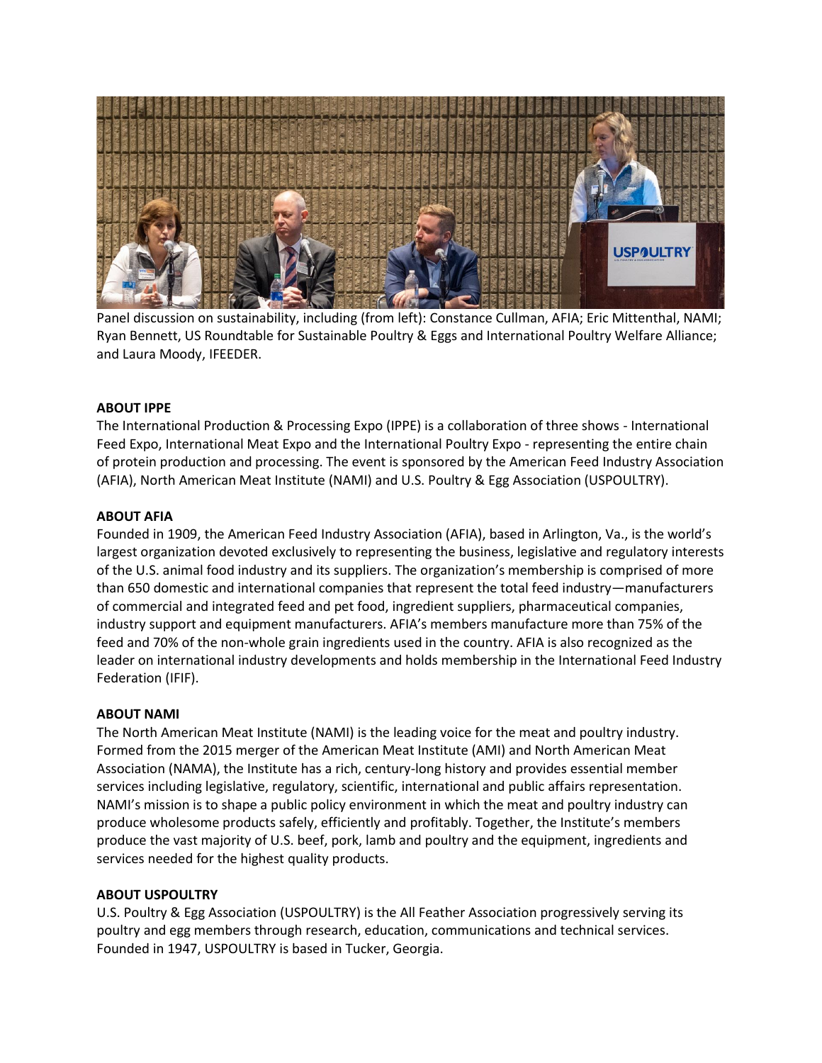Panel discussion on sustainability, including (from left): Constance Cullman, AFIA; Eric Mittenthal, NAMI; Ryan Bennett, US Roundtable for Sustainable Poultry & Eggs and International Poultry Welfare Alliance; and Laura Moody, IFEEDER.

**ABOUT IPPE**

The International Production & Processing Expo (IPPE) is a collaboration of three shows - International Feed Expo, International Meat Expo and the International Poultry Expo - representing the entire chain of protein production and processing. The event is sponsored by the American Feed Industry Association (AFIA), North American Meat Institute (NAMI) and U.S. Poultry & Egg Association (USPOULTRY).

**ABOUT AFIA**

Founded in 1909, the American Feed Industry Association (AFIA), based in Arlington, Va., is the world's largest organization devoted exclusively to representing the business, legislative and regulatory interests of the U.S. animal food industry and its suppliers. The organization's membership is comprised of more than 650 domestic and international companies that represent the total feed industry—manufacturers of commercial and integrated feed and pet food, ingredient suppliers, pharmaceutical companies, industry support and equipment manufacturers. AFIA's members manufacture more than 75% of the feed and 70% of the non-whole grain ingredients used in the country. AFIA is also recognized as the leader on international industry developments and holds membership in the International Feed Industry Federation (IFIF).

**ABOUT NAMI**

The North American Meat Institute (NAMI) is the leading voice for the meat and poultry industry. Formed from the 2015 merger of the American Meat Institute (AMI) and North American Meat Association (NAMA), the Institute has a rich, century-long history and provides essential member services including legislative, regulatory, scientific, international and public affairs representation. NAMI's mission is to shape a public policy environment in which the meat and poultry industry can produce wholesome products safely, efficiently and profitably. Together, the Institute's members produce the vast majority of U.S. beef, pork, lamb and poultry and the equipment, ingredients and services needed for the highest quality products.

**ABOUT USPOULTRY**

U.S. Poultry & Egg Association (USPOULTRY) is the All Feather Association progressively serving its poultry and egg members through research, education, communications and technical services. Founded in 1947, USPOULTRY is based in Tucker, Georgia.